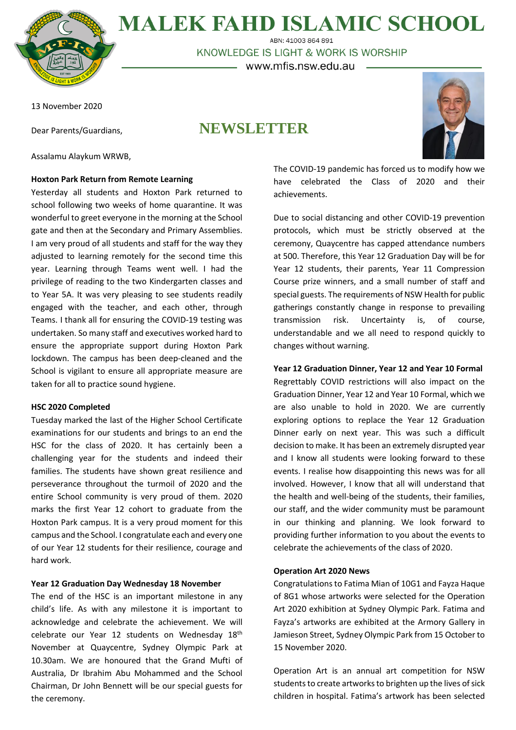# MALEK FAHD ISLAMIC SCHOOL

ABN: 41003 864 891

KNOWLEDGE IS LIGHT & WORK IS WORSHIP

www.mfis.nsw.edu.au

13 November 2020

Dear Parents/Guardians,

## NEWSLETTER

Assalamu Alaykum WRWB,

**Hoxton Park Return from Remote Learning**

Yesterday all students and Hoxton Park returned to school following two weeks of home quarantine. It was wonderful to greet everyone in the morning at the School gate and then at the Secondary and Primary Assemblies. I am very proud of all students and staff for the way they adjusted to learning remotely for the second time this year. Learning through Teams went well. I had the privilege of reading to the two Kindergarten classes and to Year 5A. It was very pleasing to see students readily engaged with the teacher, and each other, through Teams. I thank all for ensuring the COVID-19 testing was undertaken. So many staff and executives worked hard to ensure the appropriate support during Hoxton Park lockdown. The campus has been deep-cleaned and the School is vigilant to ensure all appropriate measure are taken for all to practice sound hygiene.

**HSC 2020 Completed**

Tuesday marked the last of the Higher School Certificate examinations for our students and brings to an end the HSC for the class of 2020. It has certainly been a challenging year for the students and indeed their families. The students have shown great resilience and perseverance throughout the turmoil of 2020 and the entire School community is very proud of them. 2020 marks the first Year 12 cohort to graduate from the Hoxton Park campus. It is a very proud moment for this campus and the School. I congratulate each and every one of our Year 12 students for their resilience, courage and hard work.

**Year 12 Graduation Day Wednesday 18 November**

The end of the HSC is an important milestone in any child's life. As with any milestone it is important to acknowledge and celebrate the achievement. We will celebrate our Year 12 students on Wednesday 18th November at Quaycentre, Sydney Olympic Park at 10.30am. We are honoured that the Grand Mufti of Australia, Dr Ibrahim Abu Mohammed and the School Chairman, Dr John Bennett will be our special guests for the ceremony.

The COVID-19 pandemic has forced us to modify how we have celebrated the Class of 2020 and their achievements.

Due to social distancing and other COVID-19 prevention protocols, which must be strictly observed at the ceremony, Quaycentre has capped attendance numbers at 500. Therefore, this Year 12 Graduation Day will be for Year 12 students, their parents, Year 11 Compression Course prize winners, and a small number of staff and special guests. The requirements of NSW Health for public gatherings constantly change in response to prevailing transmission risk. Uncertainty is, of course, understandable and we all need to respond quickly to changes without warning.

**Year 12 Graduation Dinner, Year 12 and Year 10 Formal**

Regrettably COVID restrictions will also impact on the Graduation Dinner, Year 12 and Year 10 Formal, which we are also unable to hold in 2020. We are currently exploring options to replace the Year 12 Graduation Dinner early on next year. This was such a difficult decision to make. It has been an extremely disrupted year and I know all students were looking forward to these events. I realise how disappointing this news was for all involved. However, I know that all will understand that the health and well-being of the students, their families, our staff, and the wider community must be paramount in our thinking and planning. We look forward to providing further information to you about the events to celebrate the achievements of the class of 2020.

**Operation Art 2020 News**

Congratulations to Fatima Mian of 10G1 and Fayza Haque of 8G1 whose artworks were selected for the Operation Art 2020 exhibition at Sydney Olympic Park. Fatima and Fayza's artworks are exhibited at the Armory Gallery in Jamieson Street, Sydney Olympic Park from 15 October to 15 November 2020.

Operation Art is an annual art competition for NSW students to create artworks to brighten up the lives of sick children in hospital. Fatima's artwork has been selected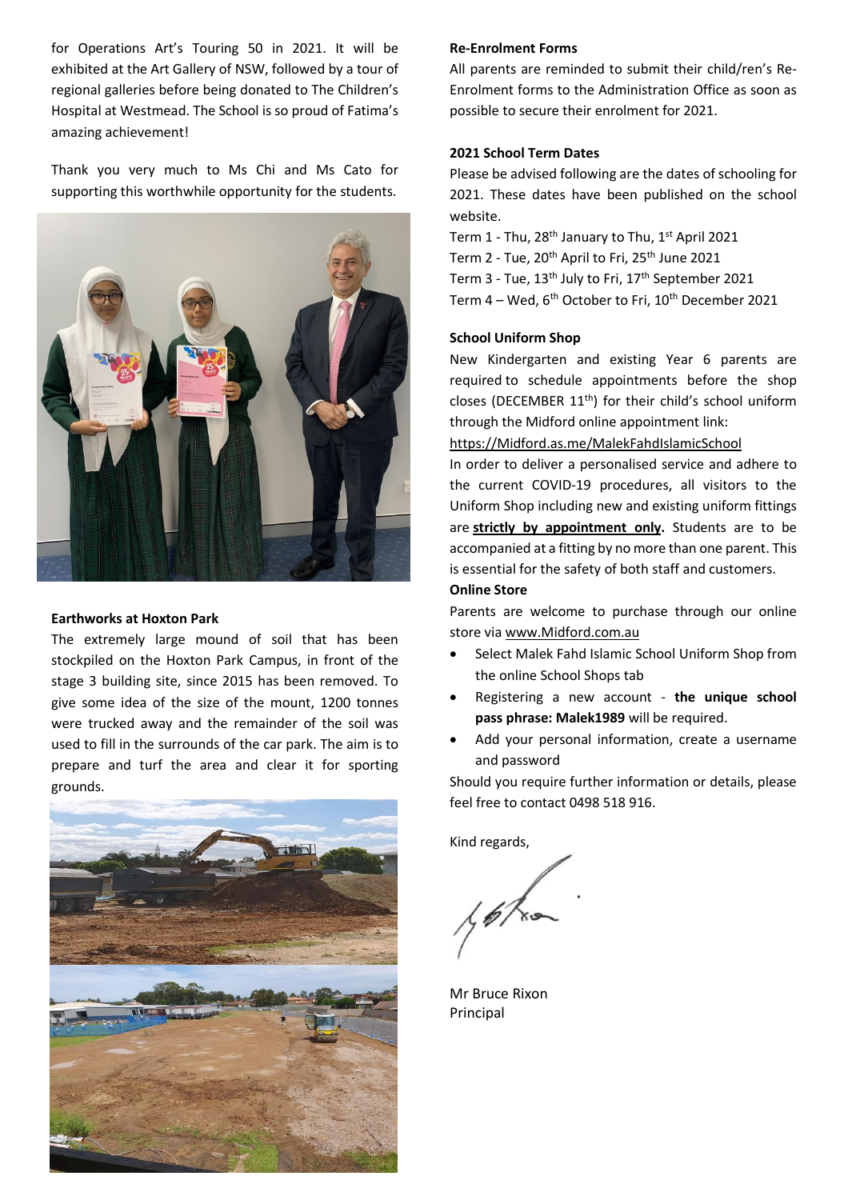for Operations Art's Touring 50 in 2021. It will be exhibited at the Art Gallery of NSW, followed by a tour of regional galleries before being donated to The Children's Hospital at Westmead. The School is so proud of Fatima's amazing achievement!

Thank you very much to Ms Chi and Ms Cato for supporting this worthwhile opportunity for the students.

**Earthworks at Hoxton Park**

The extremely large mound of soil that has been stockpiled on the Hoxton Park Campus, in front of the stage 3 building site, since 2015 has been removed. To give some idea of the size of the mount, 1200 tonnes were trucked away and the remainder of the soil was used to fill in the surrounds of the car park. The aim is to prepare and turf the area and clear it for sporting grounds.

**Re-Enrolment Forms**

All parents are reminded to submit their child/ren's Re-Enrolment forms to the Administration Office as soon as possible to secure their enrolment for 2021.

**2021 School Term Dates**

Please be advised following are the dates of schooling for 2021. These dates have been published on the school website.

Term 1 - Thu, 28th January to Thu, 1st April 2021
Term 2 - Tue, 20th April to Fri, 25th June 2021
Term 3 - Tue, 13th July to Fri, 17th September 2021
Term 4 – Wed, 6th October to Fri, 10th December 2021

**School Uniform Shop**

New Kindergarten and existing Year 6 parents are required to schedule appointments before the shop closes (DECEMBER 11th) for their child's school uniform through the Midford online appointment link:
https://Midford.as.me/MalekFahdIslamicSchool

In order to deliver a personalised service and adhere to the current COVID-19 procedures, all visitors to the Uniform Shop including new and existing uniform fittings are **strictly by appointment only.** Students are to be accompanied at a fitting by no more than one parent. This is essential for the safety of both staff and customers.

**Online Store**

Parents are welcome to purchase through our online store via www.Midford.com.au

- Select Malek Fahd Islamic School Uniform Shop from the online School Shops tab
- Registering a new account - **the unique school pass phrase: Malek1989** will be required.
- Add your personal information, create a username and password

Should you require further information or details, please feel free to contact 0498 518 916.

Kind regards,

Mr Bruce Rixon
Principal